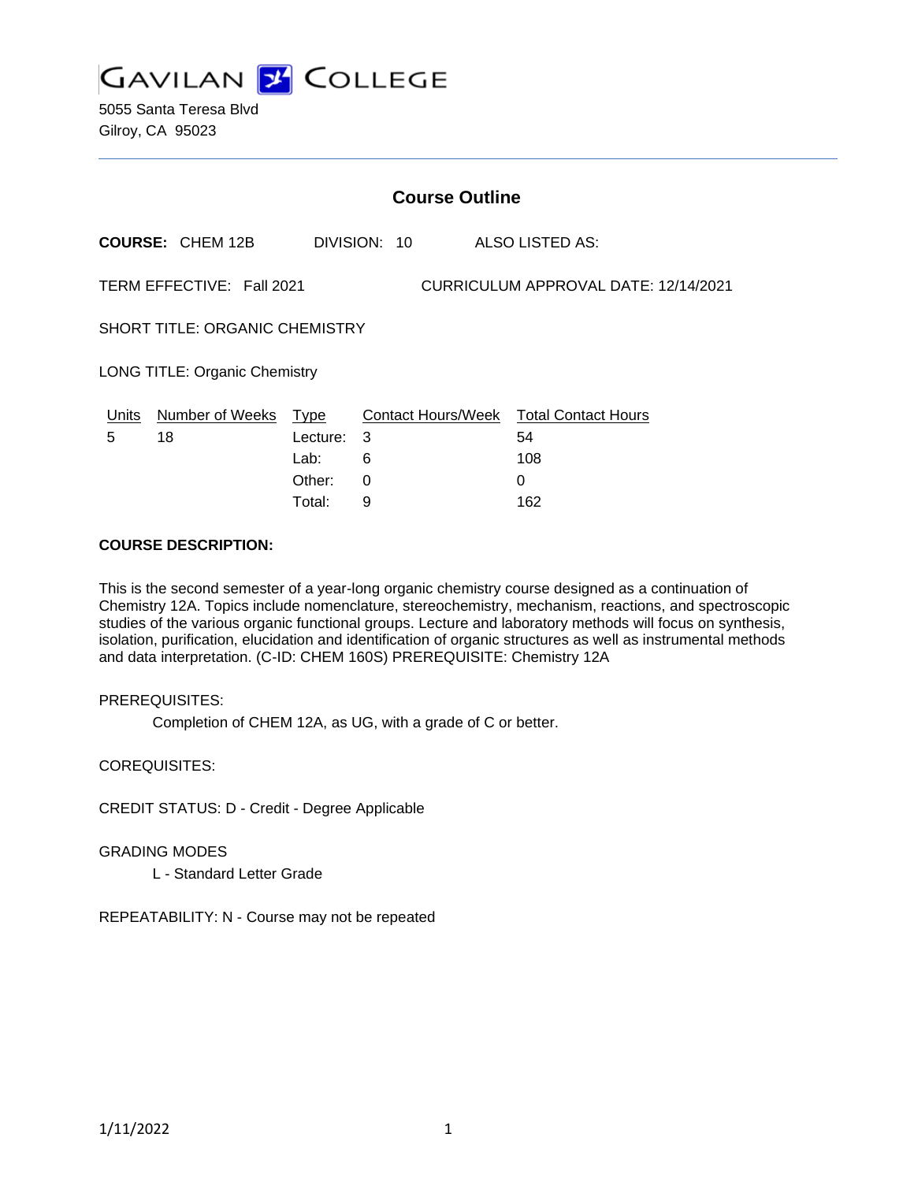# GAVILAN COLLEGE

5055 Santa Teresa Blvd
Gilroy, CA 95023

## Course Outline

**COURSE:** CHEM 12B DIVISION: 10 ALSO LISTED AS:

TERM EFFECTIVE: Fall 2021 CURRICULUM APPROVAL DATE: 12/14/2021

SHORT TITLE: ORGANIC CHEMISTRY

LONG TITLE: Organic Chemistry

| Units | Number of Weeks | Type | Contact Hours/Week | Total Contact Hours |
|---|---|---|---|---|
| 5 | 18 | Lecture: | 3 | 54 |
| | | Lab: | 6 | 108 |
| | | Other: | 0 | 0 |
| | | Total: | 9 | 162 |

**COURSE DESCRIPTION:**

This is the second semester of a year-long organic chemistry course designed as a continuation of Chemistry 12A. Topics include nomenclature, stereochemistry, mechanism, reactions, and spectroscopic studies of the various organic functional groups. Lecture and laboratory methods will focus on synthesis, isolation, purification, elucidation and identification of organic structures as well as instrumental methods and data interpretation. (C-ID: CHEM 160S) PREREQUISITE: Chemistry 12A

PREREQUISITES:

Completion of CHEM 12A, as UG, with a grade of C or better.

COREQUISITES:

CREDIT STATUS: D - Credit - Degree Applicable

GRADING MODES

L - Standard Letter Grade

REPEATABILITY: N - Course may not be repeated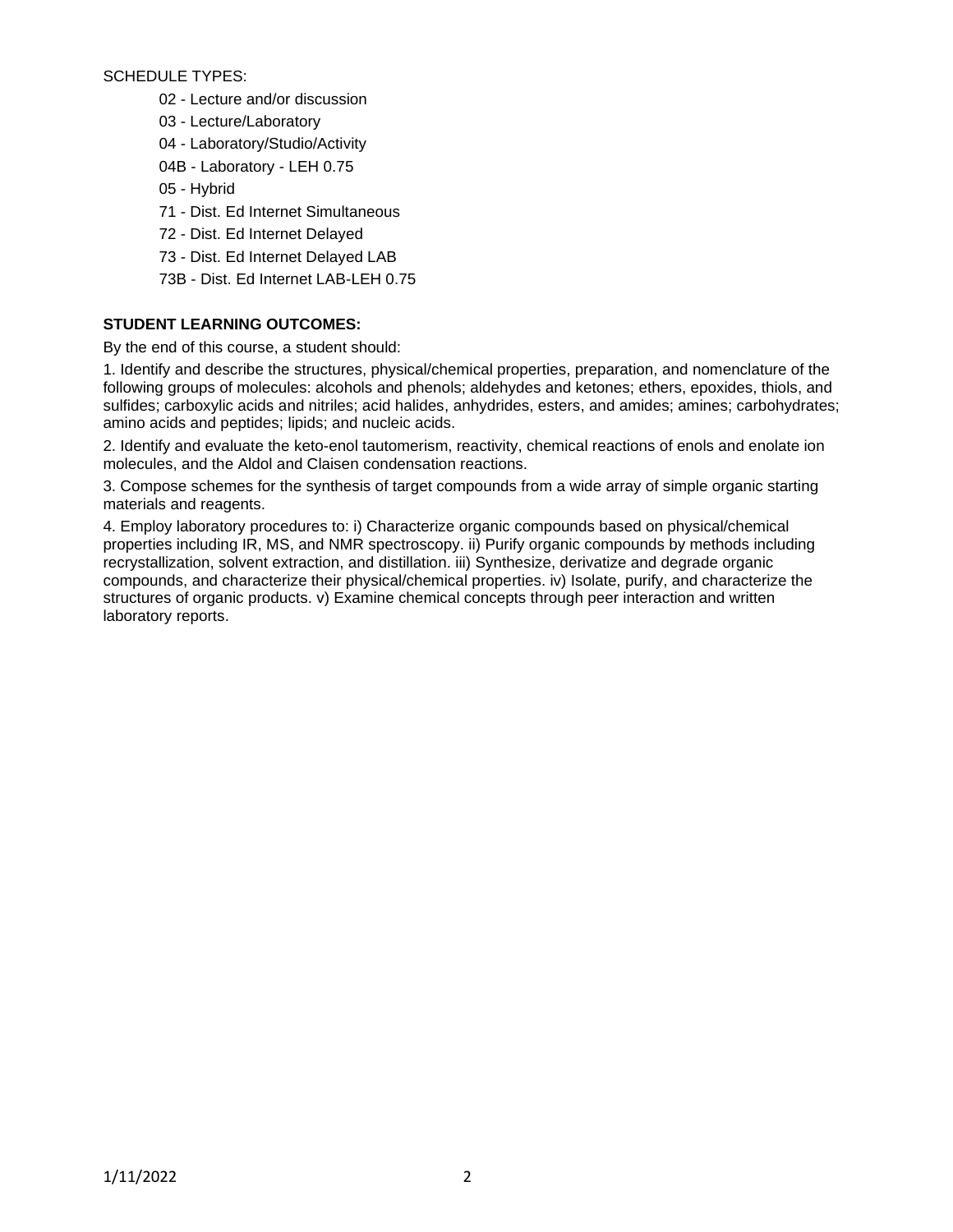SCHEDULE TYPES:

- 02 - Lecture and/or discussion
- 03 - Lecture/Laboratory
- 04 - Laboratory/Studio/Activity
- 04B - Laboratory - LEH 0.75
- 05 - Hybrid
- 71 - Dist. Ed Internet Simultaneous
- 72 - Dist. Ed Internet Delayed
- 73 - Dist. Ed Internet Delayed LAB
- 73B - Dist. Ed Internet LAB-LEH 0.75

**STUDENT LEARNING OUTCOMES:**

By the end of this course, a student should:

1. Identify and describe the structures, physical/chemical properties, preparation, and nomenclature of the following groups of molecules: alcohols and phenols; aldehydes and ketones; ethers, epoxides, thiols, and sulfides; carboxylic acids and nitriles; acid halides, anhydrides, esters, and amides; amines; carbohydrates; amino acids and peptides; lipids; and nucleic acids.

2. Identify and evaluate the keto-enol tautomerism, reactivity, chemical reactions of enols and enolate ion molecules, and the Aldol and Claisen condensation reactions.

3. Compose schemes for the synthesis of target compounds from a wide array of simple organic starting materials and reagents.

4. Employ laboratory procedures to: i) Characterize organic compounds based on physical/chemical properties including IR, MS, and NMR spectroscopy. ii) Purify organic compounds by methods including recrystallization, solvent extraction, and distillation. iii) Synthesize, derivatize and degrade organic compounds, and characterize their physical/chemical properties. iv) Isolate, purify, and characterize the structures of organic products. v) Examine chemical concepts through peer interaction and written laboratory reports.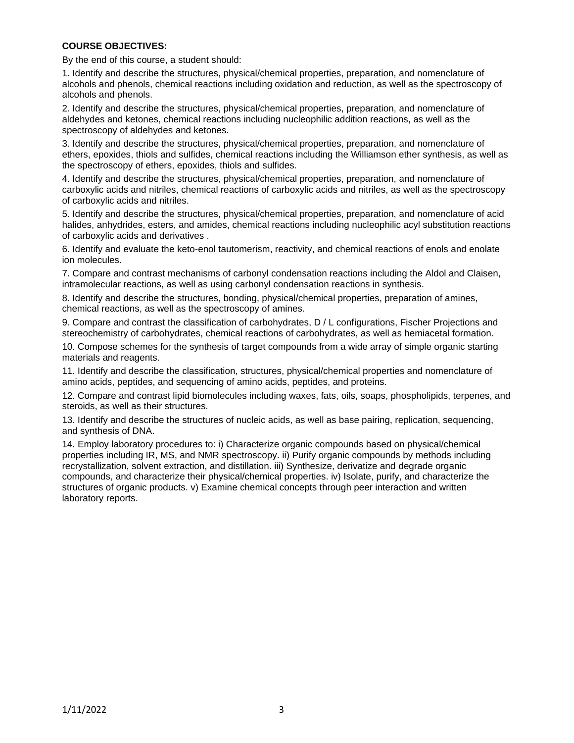**COURSE OBJECTIVES:**

By the end of this course, a student should:

1. Identify and describe the structures, physical/chemical properties, preparation, and nomenclature of alcohols and phenols, chemical reactions including oxidation and reduction, as well as the spectroscopy of alcohols and phenols.

2. Identify and describe the structures, physical/chemical properties, preparation, and nomenclature of aldehydes and ketones, chemical reactions including nucleophilic addition reactions, as well as the spectroscopy of aldehydes and ketones.

3. Identify and describe the structures, physical/chemical properties, preparation, and nomenclature of ethers, epoxides, thiols and sulfides, chemical reactions including the Williamson ether synthesis, as well as the spectroscopy of ethers, epoxides, thiols and sulfides.

4. Identify and describe the structures, physical/chemical properties, preparation, and nomenclature of carboxylic acids and nitriles, chemical reactions of carboxylic acids and nitriles, as well as the spectroscopy of carboxylic acids and nitriles.

5. Identify and describe the structures, physical/chemical properties, preparation, and nomenclature of acid halides, anhydrides, esters, and amides, chemical reactions including nucleophilic acyl substitution reactions of carboxylic acids and derivatives .

6. Identify and evaluate the keto-enol tautomerism, reactivity, and chemical reactions of enols and enolate ion molecules.

7. Compare and contrast mechanisms of carbonyl condensation reactions including the Aldol and Claisen, intramolecular reactions, as well as using carbonyl condensation reactions in synthesis.

8. Identify and describe the structures, bonding, physical/chemical properties, preparation of amines, chemical reactions, as well as the spectroscopy of amines.

9. Compare and contrast the classification of carbohydrates, D / L configurations, Fischer Projections and stereochemistry of carbohydrates, chemical reactions of carbohydrates, as well as hemiacetal formation.

10. Compose schemes for the synthesis of target compounds from a wide array of simple organic starting materials and reagents.

11. Identify and describe the classification, structures, physical/chemical properties and nomenclature of amino acids, peptides, and sequencing of amino acids, peptides, and proteins.

12. Compare and contrast lipid biomolecules including waxes, fats, oils, soaps, phospholipids, terpenes, and steroids, as well as their structures.

13. Identify and describe the structures of nucleic acids, as well as base pairing, replication, sequencing, and synthesis of DNA.

14. Employ laboratory procedures to: i) Characterize organic compounds based on physical/chemical properties including IR, MS, and NMR spectroscopy. ii) Purify organic compounds by methods including recrystallization, solvent extraction, and distillation. iii) Synthesize, derivatize and degrade organic compounds, and characterize their physical/chemical properties. iv) Isolate, purify, and characterize the structures of organic products. v) Examine chemical concepts through peer interaction and written laboratory reports.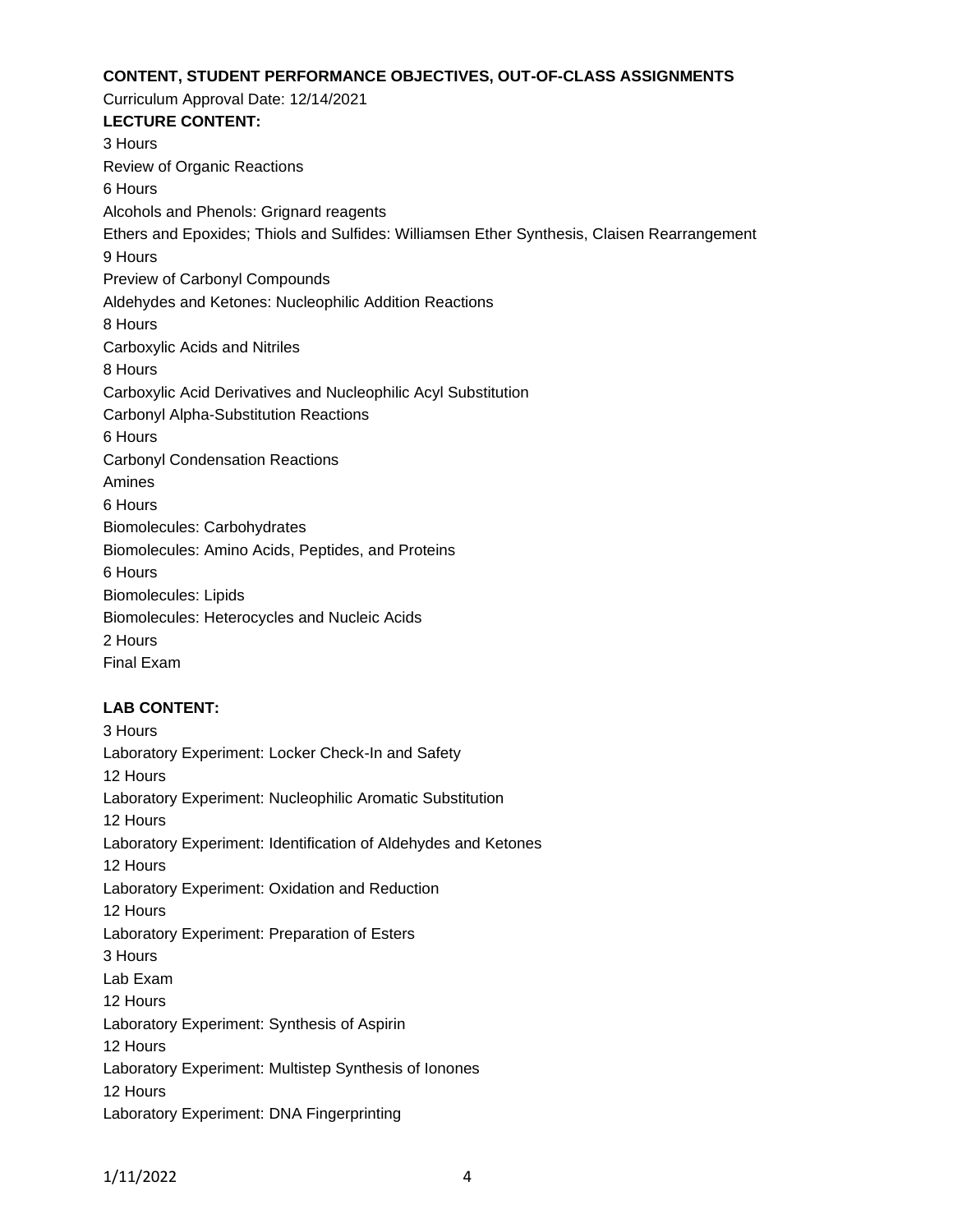**CONTENT, STUDENT PERFORMANCE OBJECTIVES, OUT-OF-CLASS ASSIGNMENTS**

Curriculum Approval Date: 12/14/2021

**LECTURE CONTENT:**

3 Hours

Review of Organic Reactions

6 Hours

Alcohols and Phenols: Grignard reagents

Ethers and Epoxides; Thiols and Sulfides: Williamsen Ether Synthesis, Claisen Rearrangement

9 Hours

Preview of Carbonyl Compounds

Aldehydes and Ketones: Nucleophilic Addition Reactions

8 Hours

Carboxylic Acids and Nitriles

8 Hours

Carboxylic Acid Derivatives and Nucleophilic Acyl Substitution

Carbonyl Alpha-Substitution Reactions

6 Hours

Carbonyl Condensation Reactions

Amines

6 Hours

Biomolecules: Carbohydrates

Biomolecules: Amino Acids, Peptides, and Proteins

6 Hours

Biomolecules: Lipids

Biomolecules: Heterocycles and Nucleic Acids

2 Hours

Final Exam

**LAB CONTENT:**

3 Hours

Laboratory Experiment: Locker Check-In and Safety

12 Hours

Laboratory Experiment: Nucleophilic Aromatic Substitution

12 Hours

Laboratory Experiment: Identification of Aldehydes and Ketones

12 Hours

Laboratory Experiment: Oxidation and Reduction

12 Hours

Laboratory Experiment: Preparation of Esters

3 Hours

Lab Exam

12 Hours

Laboratory Experiment: Synthesis of Aspirin

12 Hours

Laboratory Experiment: Multistep Synthesis of Ionones

12 Hours

Laboratory Experiment: DNA Fingerprinting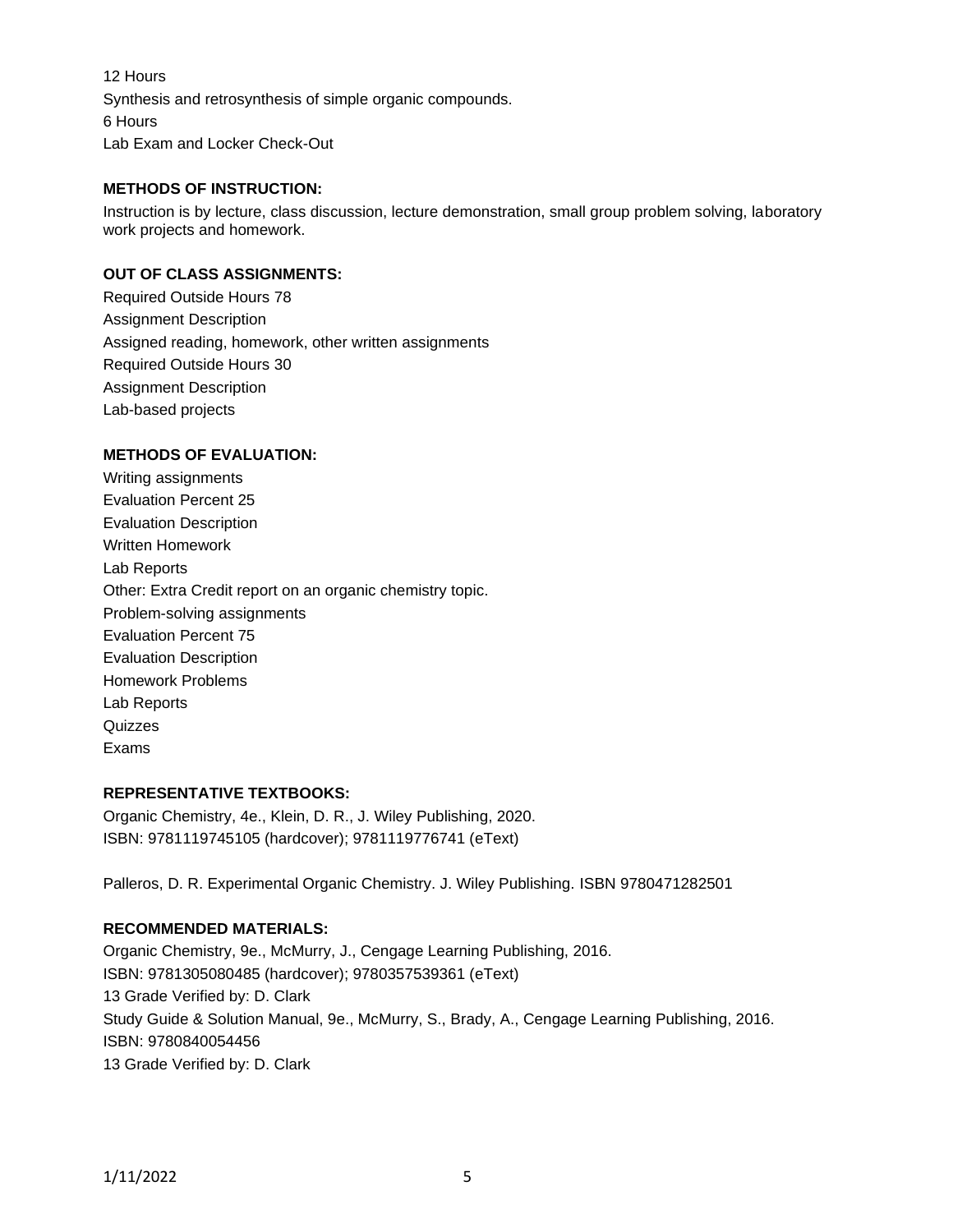12 Hours
Synthesis and retrosynthesis of simple organic compounds.
6 Hours
Lab Exam and Locker Check-Out

**METHODS OF INSTRUCTION:**

Instruction is by lecture, class discussion, lecture demonstration, small group problem solving, laboratory work projects and homework.

**OUT OF CLASS ASSIGNMENTS:**

Required Outside Hours 78
Assignment Description
Assigned reading, homework, other written assignments
Required Outside Hours 30
Assignment Description
Lab-based projects

**METHODS OF EVALUATION:**

Writing assignments
Evaluation Percent 25
Evaluation Description
Written Homework
Lab Reports
Other: Extra Credit report on an organic chemistry topic.
Problem-solving assignments
Evaluation Percent 75
Evaluation Description
Homework Problems
Lab Reports
Quizzes
Exams

**REPRESENTATIVE TEXTBOOKS:**

Organic Chemistry, 4e., Klein, D. R., J. Wiley Publishing, 2020.
ISBN: 9781119745105 (hardcover); 9781119776741 (eText)

Palleros, D. R. Experimental Organic Chemistry. J. Wiley Publishing. ISBN 9780471282501

**RECOMMENDED MATERIALS:**

Organic Chemistry, 9e., McMurry, J., Cengage Learning Publishing, 2016.
ISBN: 9781305080485 (hardcover); 9780357539361 (eText)
13 Grade Verified by: D. Clark
Study Guide & Solution Manual, 9e., McMurry, S., Brady, A., Cengage Learning Publishing, 2016.
ISBN: 9780840054456
13 Grade Verified by: D. Clark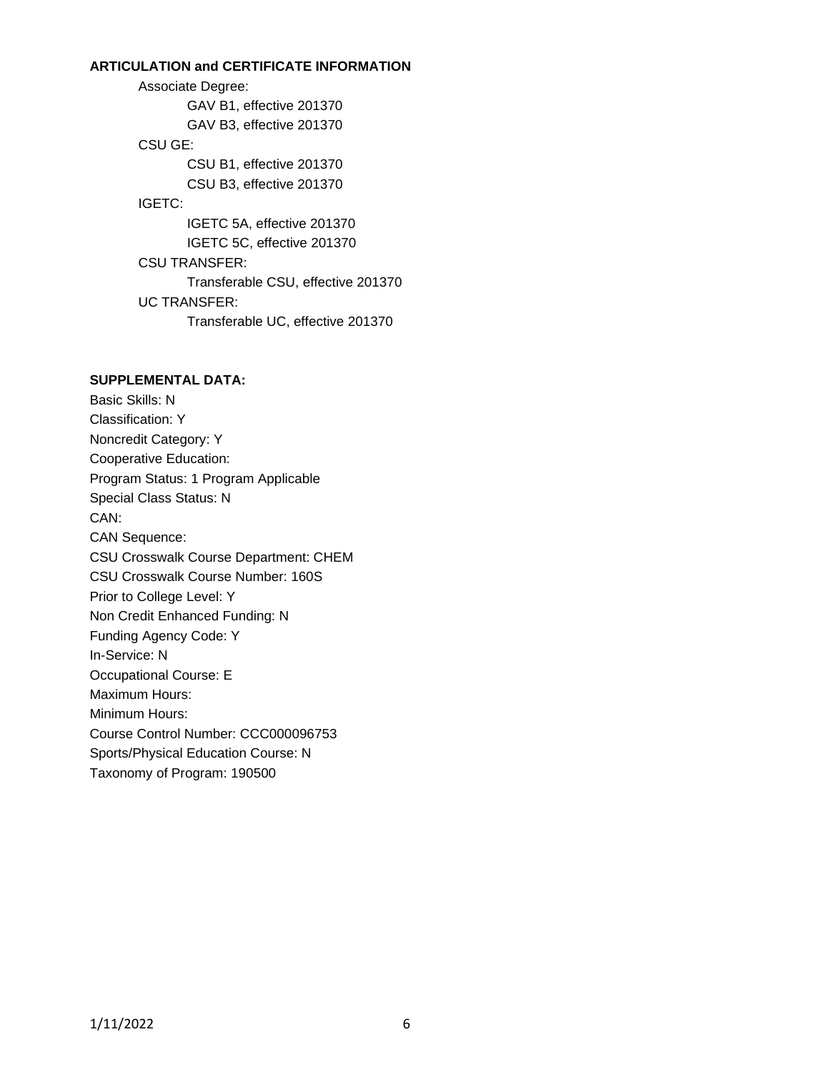**ARTICULATION and CERTIFICATE INFORMATION**

Associate Degree:
- GAV B1, effective 201370
- GAV B3, effective 201370

CSU GE:
- CSU B1, effective 201370
- CSU B3, effective 201370

IGETC:
- IGETC 5A, effective 201370
- IGETC 5C, effective 201370

CSU TRANSFER:
- Transferable CSU, effective 201370

UC TRANSFER:
- Transferable UC, effective 201370

**SUPPLEMENTAL DATA:**

Basic Skills: N
Classification: Y
Noncredit Category: Y
Cooperative Education:
Program Status: 1 Program Applicable
Special Class Status: N
CAN:
CAN Sequence:
CSU Crosswalk Course Department: CHEM
CSU Crosswalk Course Number: 160S
Prior to College Level: Y
Non Credit Enhanced Funding: N
Funding Agency Code: Y
In-Service: N
Occupational Course: E
Maximum Hours:
Minimum Hours:
Course Control Number: CCC000096753
Sports/Physical Education Course: N
Taxonomy of Program: 190500